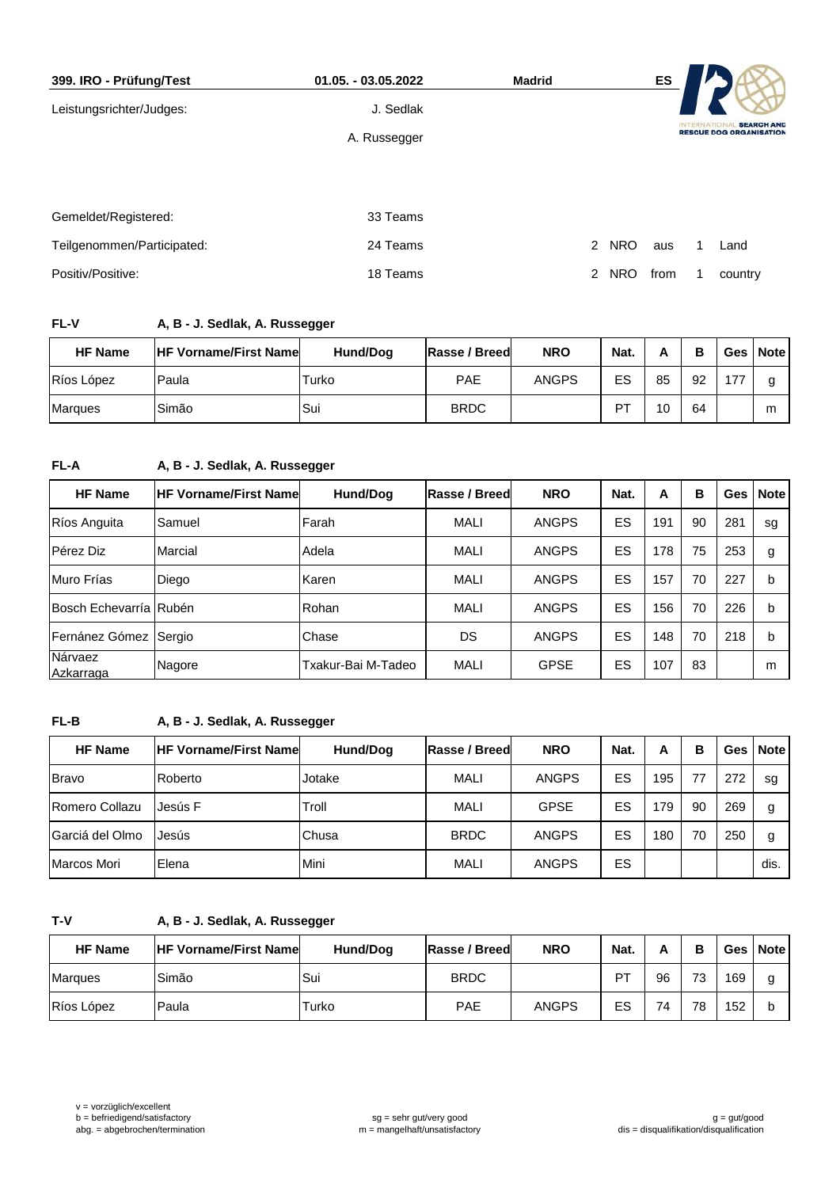**399. IRO - Prüfung/Test** | **01.05. - 03.05.2022** | **Madrid** | **ES**

Leistungsrichter/Judges: J. Sedlak
A. Russegger

Gemeldet/Registered: 33 Teams

Teilgenommen/Participated: 24 Teams — 2 NRO aus 1 Land

Positiv/Positive: 18 Teams — 2 NRO from 1 country

### FL-V — A, B - J. Sedlak, A. Russegger

| HF Name | HF Vorname/First Name | Hund/Dog | Rasse / Breed | NRO | Nat. | A | B | Ges | Note |
|---|---|---|---|---|---|---|---|---|---|
| Ríos López | Paula | Turko | PAE | ANGPS | ES | 85 | 92 | 177 | g |
| Marques | Simão | Sui | BRDC | | PT | 10 | 64 | | m |

### FL-A — A, B - J. Sedlak, A. Russegger

| HF Name | HF Vorname/First Name | Hund/Dog | Rasse / Breed | NRO | Nat. | A | B | Ges | Note |
|---|---|---|---|---|---|---|---|---|---|
| Ríos Anguita | Samuel | Farah | MALI | ANGPS | ES | 191 | 90 | 281 | sg |
| Pérez Diz | Marcial | Adela | MALI | ANGPS | ES | 178 | 75 | 253 | g |
| Muro Frías | Diego | Karen | MALI | ANGPS | ES | 157 | 70 | 227 | b |
| Bosch Echevarría | Rubén | Rohan | MALI | ANGPS | ES | 156 | 70 | 226 | b |
| Fernánez Gómez | Sergio | Chase | DS | ANGPS | ES | 148 | 70 | 218 | b |
| Nárvaez Azkarraga | Nagore | Txakur-Bai M-Tadeo | MALI | GPSE | ES | 107 | 83 | | m |

### FL-B — A, B - J. Sedlak, A. Russegger

| HF Name | HF Vorname/First Name | Hund/Dog | Rasse / Breed | NRO | Nat. | A | B | Ges | Note |
|---|---|---|---|---|---|---|---|---|---|
| Bravo | Roberto | Jotake | MALI | ANGPS | ES | 195 | 77 | 272 | sg |
| Romero Collazu | Jesús F | Troll | MALI | GPSE | ES | 179 | 90 | 269 | g |
| Garciá del Olmo | Jesús | Chusa | BRDC | ANGPS | ES | 180 | 70 | 250 | g |
| Marcos Mori | Elena | Mini | MALI | ANGPS | ES | | | | dis. |

### T-V — A, B - J. Sedlak, A. Russegger

| HF Name | HF Vorname/First Name | Hund/Dog | Rasse / Breed | NRO | Nat. | A | B | Ges | Note |
|---|---|---|---|---|---|---|---|---|---|
| Marques | Simão | Sui | BRDC | | PT | 96 | 73 | 169 | g |
| Ríos López | Paula | Turko | PAE | ANGPS | ES | 74 | 78 | 152 | b |

v = vorzüglich/excellent
b = befriedigend/satisfactory
abg. = abgebrochen/termination
sg = sehr gut/very good
m = mangelhaft/unsatisfactory
g = gut/good
dis = disqualifikation/disqualification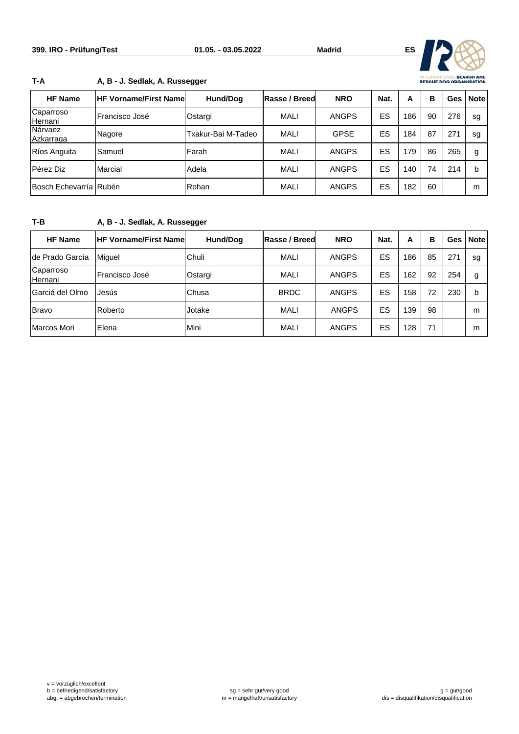**399. IRO - Prüfung/Test** **01.05. - 03.05.2022** **Madrid** **ES**

## T-A

**A, B - J. Sedlak, A. Russegger**

| HF Name | HF Vorname/First Name | Hund/Dog | Rasse / Breed | NRO | Nat. | A | B | Ges | Note |
|---|---|---|---|---|---|---|---|---|---|
| Caparroso Hernani | Francisco José | Ostargi | MALI | ANGPS | ES | 186 | 90 | 276 | sg |
| Nárvaez Azkarraga | Nagore | Txakur-Bai M-Tadeo | MALI | GPSE | ES | 184 | 87 | 271 | sg |
| Ríos Anguita | Samuel | Farah | MALI | ANGPS | ES | 179 | 86 | 265 | g |
| Pérez Diz | Marcial | Adela | MALI | ANGPS | ES | 140 | 74 | 214 | b |
| Bosch Echevarría | Rubén | Rohan | MALI | ANGPS | ES | 182 | 60 | | m |

## T-B

**A, B - J. Sedlak, A. Russegger**

| HF Name | HF Vorname/First Name | Hund/Dog | Rasse / Breed | NRO | Nat. | A | B | Ges | Note |
|---|---|---|---|---|---|---|---|---|---|
| de Prado García | Miguel | Chuli | MALI | ANGPS | ES | 186 | 85 | 271 | sg |
| Caparroso Hernani | Francisco José | Ostargi | MALI | ANGPS | ES | 162 | 92 | 254 | g |
| Garciá del Olmo | Jesús | Chusa | BRDC | ANGPS | ES | 158 | 72 | 230 | b |
| Bravo | Roberto | Jotake | MALI | ANGPS | ES | 139 | 98 | | m |
| Marcos Mori | Elena | Mini | MALI | ANGPS | ES | 128 | 71 | | m |

v = vorzüglich/excellent
b = befriedigend/satisfactory
abg. = abgebrochen/termination
sg = sehr gut/very good
m = mangelhaft/unsatisfactory
g = gut/good
dis = disqualifikation/disqualification